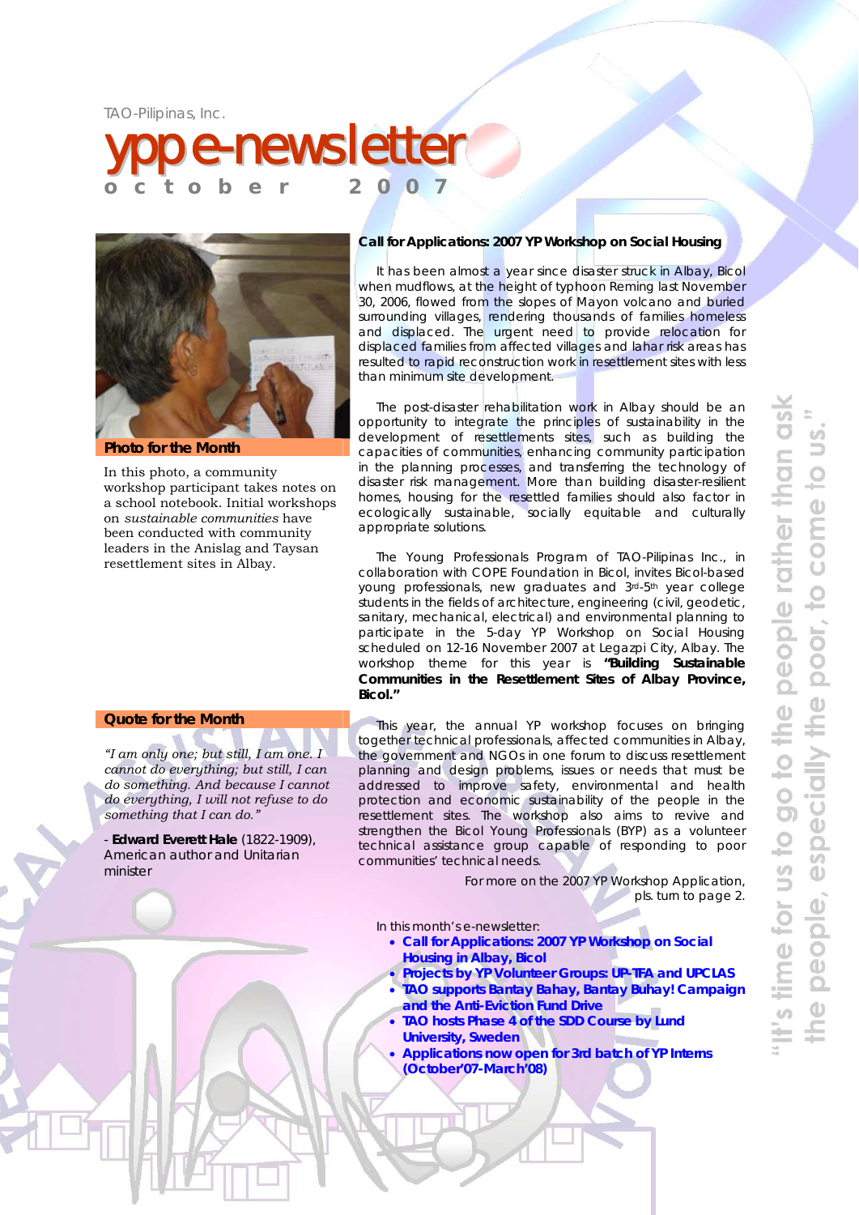TAO-Pilipinas, Inc.

# ypp e-newsletter

**october 2007**

## Photo for the Month

In this photo, a community workshop participant takes notes on a school notebook. Initial workshops on *sustainable communities* have been conducted with community leaders in the Anislag and Taysan resettlement sites in Albay.

## Quote for the Month

*"I am only one; but still, I am one. I cannot do everything; but still, I can do something. And because I cannot do everything, I will not refuse to do something that I can do."*

- **Edward Everett Hale** (1822-1909), American author and Unitarian minister

## Call for Applications: 2007 YP Workshop on Social Housing

It has been almost a year since disaster struck in Albay, Bicol when mudflows, at the height of typhoon Reming last November 30, 2006, flowed from the slopes of Mayon volcano and buried surrounding villages, rendering thousands of families homeless and displaced. The urgent need to provide relocation for displaced families from affected villages and lahar risk areas has resulted to rapid reconstruction work in resettlement sites with less than minimum site development.

The post-disaster rehabilitation work in Albay should be an opportunity to integrate the principles of sustainability in the development of resettlements sites, such as building the capacities of communities, enhancing community participation in the planning processes, and transferring the technology of disaster risk management. More than building disaster-resilient homes, housing for the resettled families should also factor in ecologically sustainable, socially equitable and culturally appropriate solutions.

The Young Professionals Program of TAO-Pilipinas Inc., in collaboration with COPE Foundation in Bicol, invites Bicol-based young professionals, new graduates and 3rd-5th year college students in the fields of architecture, engineering (civil, geodetic, sanitary, mechanical, electrical) and environmental planning to participate in the 5-day YP Workshop on Social Housing scheduled on 12-16 November 2007 at Legazpi City, Albay. The workshop theme for this year is **"Building Sustainable Communities in the Resettlement Sites of Albay Province, Bicol."**

This year, the annual YP workshop focuses on bringing together technical professionals, affected communities in Albay, the government and NGOs in one forum to discuss resettlement planning and design problems, issues or needs that must be addressed to improve safety, environmental and health protection and economic sustainability of the people in the resettlement sites. The workshop also aims to revive and strengthen the Bicol Young Professionals (BYP) as a volunteer technical assistance group capable of responding to poor communities' technical needs.

For more on the 2007 YP Workshop Application, pls. turn to page 2.

In this month's e-newsletter:

- **Call for Applications: 2007 YP Workshop on Social Housing in Albay, Bicol**
- **Projects by YP Volunteer Groups: UP-TFA and UPCLAS**
- **TAO supports Bantay Bahay, Bantay Buhay! Campaign and the Anti-Eviction Fund Drive**
- **TAO hosts Phase 4 of the SDD Course by Lund University, Sweden**
- **Applications now open for 3rd batch of YP Interns (October'07-March'08)**

"It's time for us to go to the people rather than ask the people, especially the poor, to come to us."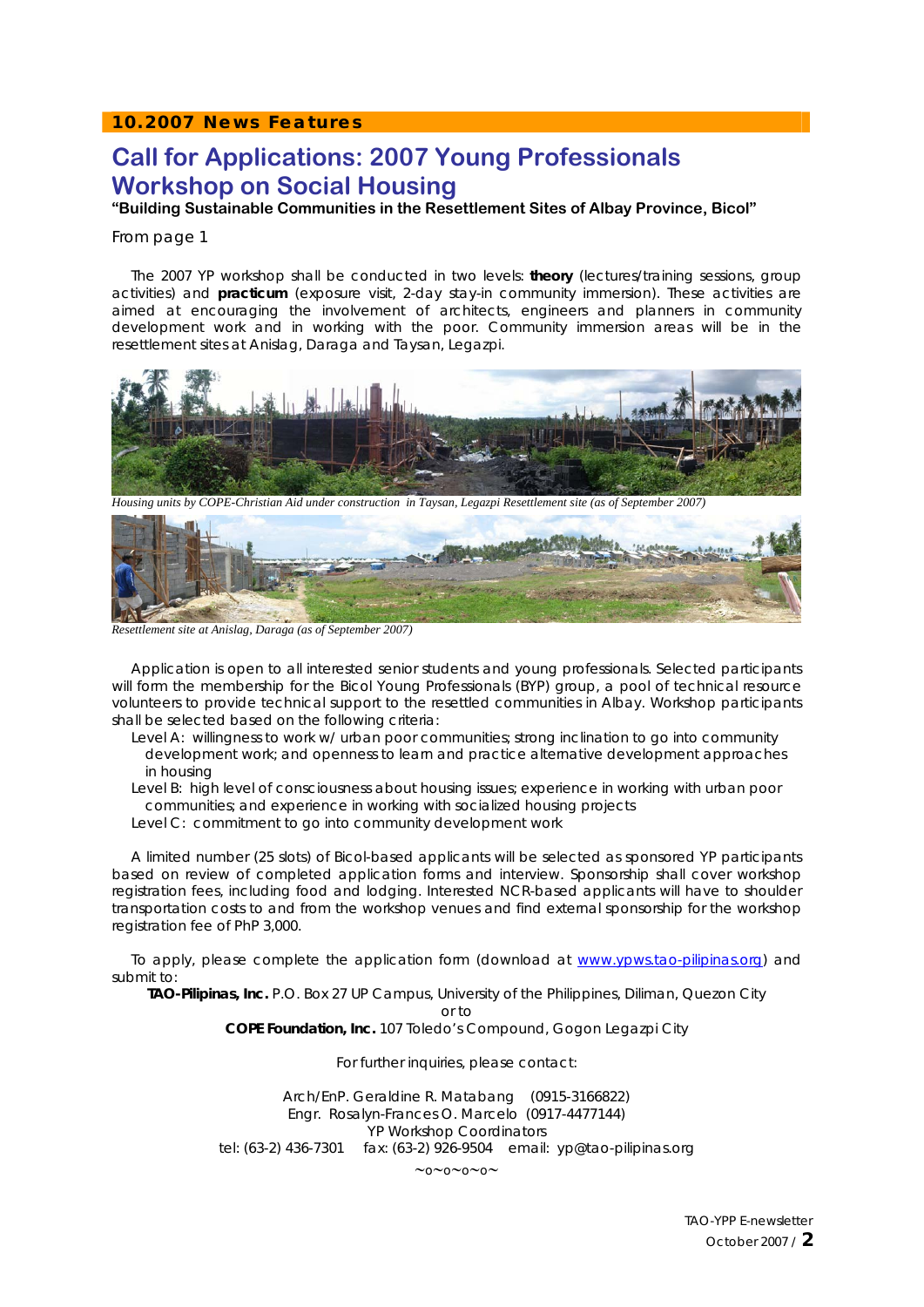**10.2007 News Features**

# Call for Applications: 2007 Young Professionals Workshop on Social Housing

**"Building Sustainable Communities in the Resettlement Sites of Albay Province, Bicol"**

From page 1

The 2007 YP workshop shall be conducted in two levels: **theory** (lectures/training sessions, group activities) and **practicum** (exposure visit, 2-day stay-in community immersion). These activities are aimed at encouraging the involvement of architects, engineers and planners in community development work and in working with the poor. Community immersion areas will be in the resettlement sites at Anislag, Daraga and Taysan, Legazpi.

*Housing units by COPE-Christian Aid under construction in Taysan, Legazpi Resettlement site (as of September 2007)*

*Resettlement site at Anislag, Daraga (as of September 2007)*

Application is open to all interested senior students and young professionals. Selected participants will form the membership for the Bicol Young Professionals (BYP) group, a pool of technical resource volunteers to provide technical support to the resettled communities in Albay. Workshop participants shall be selected based on the following criteria:

- Level A: willingness to work w/ urban poor communities; strong inclination to go into community development work; and openness to learn and practice alternative development approaches in housing
- Level B: high level of consciousness about housing issues; experience in working with urban poor communities; and experience in working with socialized housing projects
- Level C: commitment to go into community development work

A limited number (25 slots) of Bicol-based applicants will be selected as sponsored YP participants based on review of completed application forms and interview. Sponsorship shall cover workshop registration fees, including food and lodging. Interested NCR-based applicants will have to shoulder transportation costs to and from the workshop venues and find external sponsorship for the workshop registration fee of PhP 3,000.

To apply, please complete the application form (download at www.ypws.tao-pilipinas.org) and submit to:

**TAO-Pilipinas, Inc.** P.O. Box 27 UP Campus, University of the Philippines, Diliman, Quezon City

or to

**COPE Foundation, Inc.** 107 Toledo's Compound, Gogon Legazpi City

For further inquiries, please contact:

Arch/EnP. Geraldine R. Matabang (0915-3166822)
Engr. Rosalyn-Frances O. Marcelo (0917-4477144)
YP Workshop Coordinators
tel: (63-2) 436-7301 fax: (63-2) 926-9504 email: yp@tao-pilipinas.org

~o~o~o~o~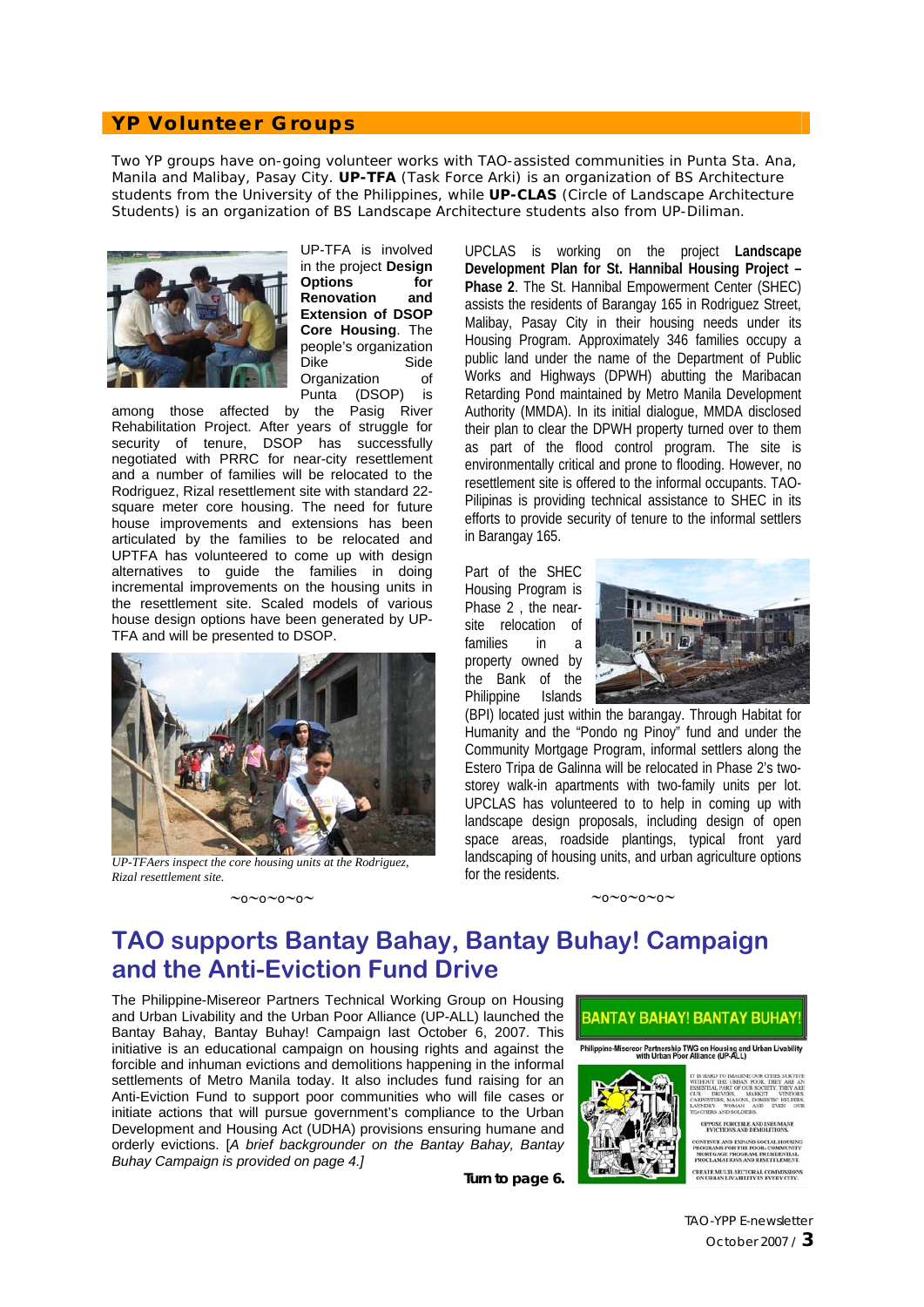## YP Volunteer Groups

Two YP groups have on-going volunteer works with TAO-assisted communities in Punta Sta. Ana, Manila and Malibay, Pasay City. **UP-TFA** (Task Force Arki) is an organization of BS Architecture students from the University of the Philippines, while **UP-CLAS** (Circle of Landscape Architecture Students) is an organization of BS Landscape Architecture students also from UP-Diliman.

UP-TFA is involved in the project **Design Options for Renovation and Extension of DSOP Core Housing**. The people's organization Dike Side Organization of Punta (DSOP) is among those affected by the Pasig River Rehabilitation Project. After years of struggle for security of tenure, DSOP has successfully negotiated with PRRC for near-city resettlement and a number of families will be relocated to the Rodriguez, Rizal resettlement site with standard 22-square meter core housing. The need for future house improvements and extensions has been articulated by the families to be relocated and UPTFA has volunteered to come up with design alternatives to guide the families in doing incremental improvements on the housing units in the resettlement site. Scaled models of various house design options have been generated by UP-TFA and will be presented to DSOP.

*UP-TFAers inspect the core housing units at the Rodriguez, Rizal resettlement site.*

~o~o~o~o~

UPCLAS is working on the project **Landscape Development Plan for St. Hannibal Housing Project – Phase 2**. The St. Hannibal Empowerment Center (SHEC) assists the residents of Barangay 165 in Rodriguez Street, Malibay, Pasay City in their housing needs under its Housing Program. Approximately 346 families occupy a public land under the name of the Department of Public Works and Highways (DPWH) abutting the Maribacan Retarding Pond maintained by Metro Manila Development Authority (MMDA). In its initial dialogue, MMDA disclosed their plan to clear the DPWH property turned over to them as part of the flood control program. The site is environmentally critical and prone to flooding. However, no resettlement site is offered to the informal occupants. TAO-Pilipinas is providing technical assistance to SHEC in its efforts to provide security of tenure to the informal settlers in Barangay 165.

Part of the SHEC Housing Program is Phase 2 , the near-site relocation of families in a property owned by the Bank of the Philippine Islands (BPI) located just within the barangay. Through Habitat for Humanity and the "Pondo ng Pinoy" fund and under the Community Mortgage Program, informal settlers along the Estero Tripa de Galinna will be relocated in Phase 2's two-storey walk-in apartments with two-family units per lot. UPCLAS has volunteered to to help in coming up with landscape design proposals, including design of open space areas, roadside plantings, typical front yard landscaping of housing units, and urban agriculture options for the residents.

~o~o~o~o~

# TAO supports Bantay Bahay, Bantay Buhay! Campaign and the Anti-Eviction Fund Drive

The Philippine-Misereor Partners Technical Working Group on Housing and Urban Livability and the Urban Poor Alliance (UP-ALL) launched the Bantay Bahay, Bantay Buhay! Campaign last October 6, 2007. This initiative is an educational campaign on housing rights and against the forcible and inhuman evictions and demolitions happening in the informal settlements of Metro Manila today. It also includes fund raising for an Anti-Eviction Fund to support poor communities who will file cases or initiate actions that will pursue government's compliance to the Urban Development and Housing Act (UDHA) provisions ensuring humane and orderly evictions. [*A brief backgrounder on the Bantay Bahay, Bantay Buhay Campaign is provided on page 4.*]

**Turn to page 6.**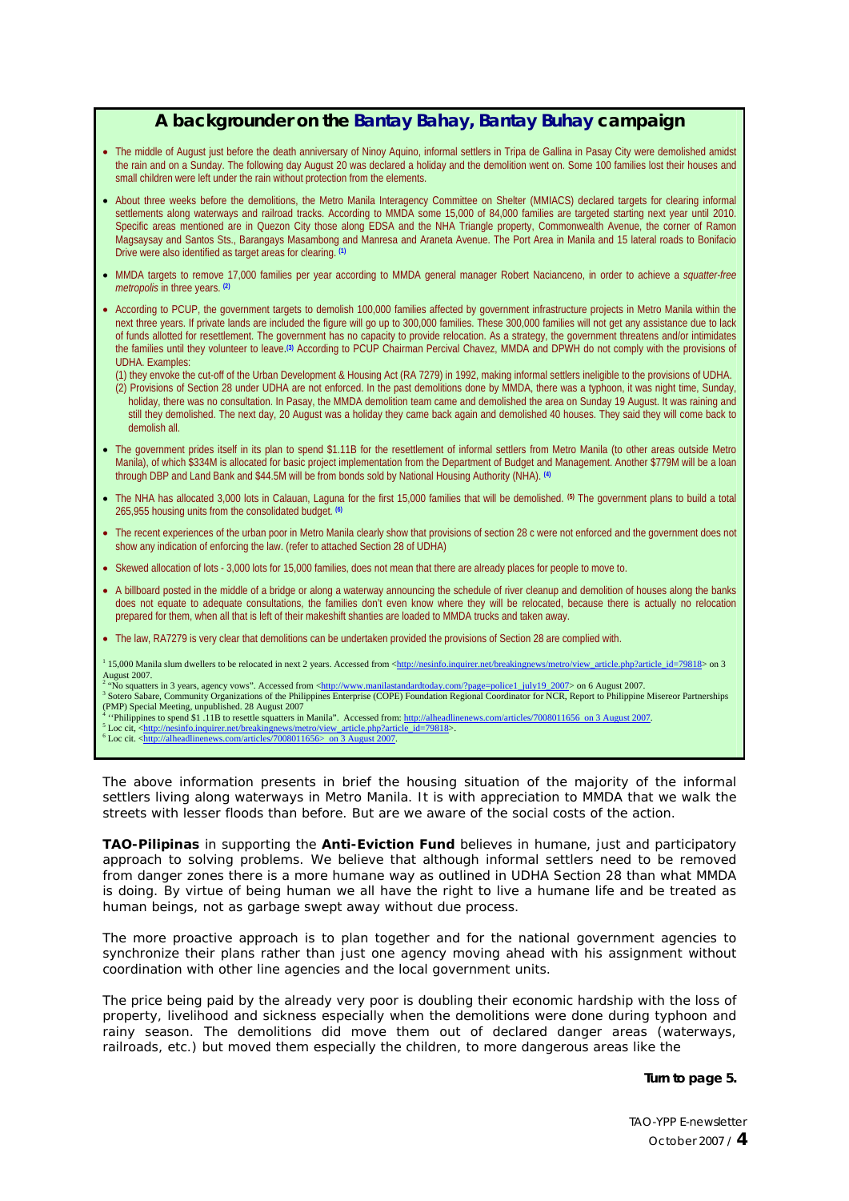## A backgrounder on the Bantay Bahay, Bantay Buhay campaign

- The middle of August just before the death anniversary of Ninoy Aquino, informal settlers in Tripa de Gallina in Pasay City were demolished amidst the rain and on a Sunday. The following day August 20 was declared a holiday and the demolition went on. Some 100 families lost their houses and small children were left under the rain without protection from the elements.
- About three weeks before the demolitions, the Metro Manila Interagency Committee on Shelter (MMIACS) declared targets for clearing informal settlements along waterways and railroad tracks. According to MMDA some 15,000 of 84,000 families are targeted starting next year until 2010. Specific areas mentioned are in Quezon City those along EDSA and the NHA Triangle property, Commonwealth Avenue, the corner of Ramon Magsaysay and Santos Sts., Barangays Masambong and Manresa and Araneta Avenue. The Port Area in Manila and 15 lateral roads to Bonifacio Drive were also identified as target areas for clearing. (1)
- MMDA targets to remove 17,000 families per year according to MMDA general manager Robert Nacianceno, in order to achieve a *squatter-free metropolis* in three years. (2)
- According to PCUP, the government targets to demolish 100,000 families affected by government infrastructure projects in Metro Manila within the next three years. If private lands are included the figure will go up to 300,000 families. These 300,000 families will not get any assistance due to lack of funds allotted for resettlement. The government has no capacity to provide relocation. As a strategy, the government threatens and/or intimidates the families until they volunteer to leave.(3) According to PCUP Chairman Percival Chavez, MMDA and DPWH do not comply with the provisions of UDHA. Examples:
  (1) they envoke the cut-off of the Urban Development & Housing Act (RA 7279) in 1992, making informal settlers ineligible to the provisions of UDHA.
  (2) Provisions of Section 28 under UDHA are not enforced. In the past demolitions done by MMDA, there was a typhoon, it was night time, Sunday, holiday, there was no consultation. In Pasay, the MMDA demolition team came and demolished the area on Sunday 19 August. It was raining and still they demolished. The next day, 20 August was a holiday they came back again and demolished 40 houses. They said they will come back to demolish all.
- The government prides itself in its plan to spend $1.11B for the resettlement of informal settlers from Metro Manila (to other areas outside Metro Manila), of which $334M is allocated for basic project implementation from the Department of Budget and Management. Another $779M will be a loan through DBP and Land Bank and $44.5M will be from bonds sold by National Housing Authority (NHA). (4)
- The NHA has allocated 3,000 lots in Calauan, Laguna for the first 15,000 families that will be demolished. (5) The government plans to build a total 265,955 housing units from the consolidated budget. (6)
- The recent experiences of the urban poor in Metro Manila clearly show that provisions of section 28 c were not enforced and the government does not show any indication of enforcing the law. (refer to attached Section 28 of UDHA)
- Skewed allocation of lots - 3,000 lots for 15,000 families, does not mean that there are already places for people to move to.
- A billboard posted in the middle of a bridge or along a waterway announcing the schedule of river cleanup and demolition of houses along the banks does not equate to adequate consultations, the families don't even know where they will be relocated, because there is actually no relocation prepared for them, when all that is left of their makeshift shanties are loaded to MMDA trucks and taken away.
- The law, RA7279 is very clear that demolitions can be undertaken provided the provisions of Section 28 are complied with.

[1] 15,000 Manila slum dwellers to be relocated in next 2 years. Accessed from <http://nesinfo.inquirer.net/breakingnews/metro/view_article.php?article_id=79818> on 3 August 2007.
[2] "No squatters in 3 years, agency vows". Accessed from <http://www.manilastandardtoday.com/?page=police1_july19_2007> on 6 August 2007.
[3] Sotero Sabare, Community Organizations of the Philippines Enterprise (COPE) Foundation Regional Coordinator for NCR, Report to Philippine Misereor Partnerships (PMP) Special Meeting, unpublished. 28 August 2007
[4] "Philippines to spend $1 .11B to resettle squatters in Manila". Accessed from: http://alheadlinenews.com/articles/7008011656 on 3 August 2007.
[5] Loc cit, <http://nesinfo.inquirer.net/breakingnews/metro/view_article.php?article_id=79818>.
[6] Loc cit. <http://alheadlinenews.com/articles/7008011656> on 3 August 2007.

The above information presents in brief the housing situation of the majority of the informal settlers living along waterways in Metro Manila. It is with appreciation to MMDA that we walk the streets with lesser floods than before. But are we aware of the social costs of the action.

**TAO-Pilipinas** in supporting the **Anti-Eviction Fund** believes in humane, just and participatory approach to solving problems. We believe that although informal settlers need to be removed from danger zones there is a more humane way as outlined in UDHA Section 28 than what MMDA is doing. By virtue of being human we all have the right to live a humane life and be treated as human beings, not as garbage swept away without due process.

The more proactive approach is to plan together and for the national government agencies to synchronize their plans rather than just one agency moving ahead with his assignment without coordination with other line agencies and the local government units.

The price being paid by the already very poor is doubling their economic hardship with the loss of property, livelihood and sickness especially when the demolitions were done during typhoon and rainy season. The demolitions did move them out of declared danger areas (waterways, railroads, etc.) but moved them especially the children, to more dangerous areas like the

**Turn to page 5.**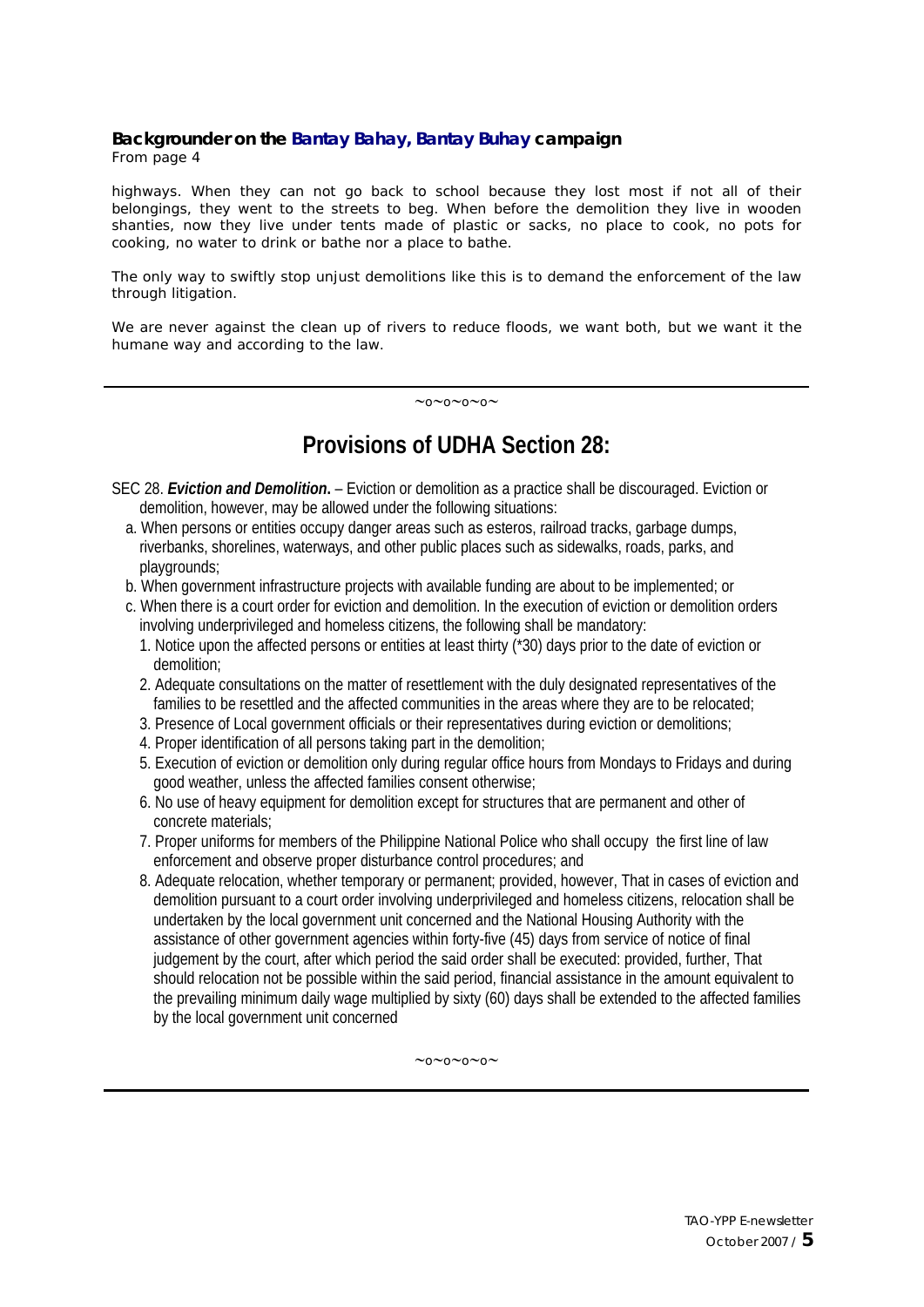**Backgrounder on the Bantay Bahay, Bantay Buhay campaign**
From page 4

highways. When they can not go back to school because they lost most if not all of their belongings, they went to the streets to beg. When before the demolition they live in wooden shanties, now they live under tents made of plastic or sacks, no place to cook, no pots for cooking, no water to drink or bathe nor a place to bathe.

The only way to swiftly stop unjust demolitions like this is to demand the enforcement of the law through litigation.

We are never against the clean up of rivers to reduce floods, we want both, but we want it the humane way and according to the law.

~o~o~o~o~

## Provisions of UDHA Section 28:

SEC 28. ***Eviction and Demolition***. – Eviction or demolition as a practice shall be discouraged. Eviction or demolition, however, may be allowed under the following situations:

a. When persons or entities occupy danger areas such as esteros, railroad tracks, garbage dumps, riverbanks, shorelines, waterways, and other public places such as sidewalks, roads, parks, and playgrounds;

b. When government infrastructure projects with available funding are about to be implemented; or

c. When there is a court order for eviction and demolition. In the execution of eviction or demolition orders involving underprivileged and homeless citizens, the following shall be mandatory:

1. Notice upon the affected persons or entities at least thirty (*30) days prior to the date of eviction or demolition;
2. Adequate consultations on the matter of resettlement with the duly designated representatives of the families to be resettled and the affected communities in the areas where they are to be relocated;
3. Presence of Local government officials or their representatives during eviction or demolitions;
4. Proper identification of all persons taking part in the demolition;
5. Execution of eviction or demolition only during regular office hours from Mondays to Fridays and during good weather, unless the affected families consent otherwise;
6. No use of heavy equipment for demolition except for structures that are permanent and other of concrete materials;
7. Proper uniforms for members of the Philippine National Police who shall occupy the first line of law enforcement and observe proper disturbance control procedures; and
8. Adequate relocation, whether temporary or permanent; provided, however, That in cases of eviction and demolition pursuant to a court order involving underprivileged and homeless citizens, relocation shall be undertaken by the local government unit concerned and the National Housing Authority with the assistance of other government agencies within forty-five (45) days from service of notice of final judgement by the court, after which period the said order shall be executed: provided, further, That should relocation not be possible within the said period, financial assistance in the amount equivalent to the prevailing minimum daily wage multiplied by sixty (60) days shall be extended to the affected families by the local government unit concerned

~o~o~o~o~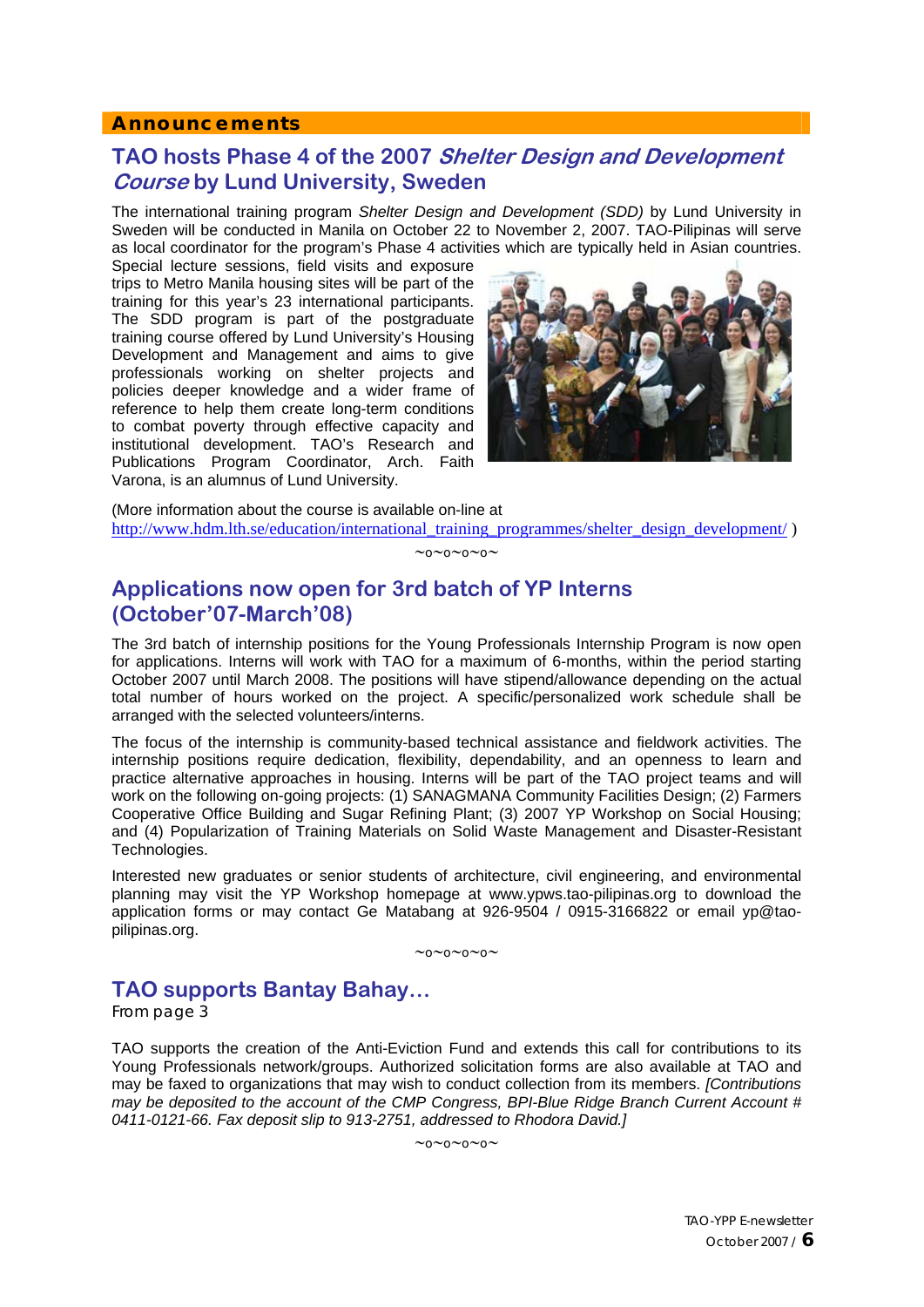## Announcements

## TAO hosts Phase 4 of the 2007 *Shelter Design and Development Course* by Lund University, Sweden

The international training program *Shelter Design and Development (SDD)* by Lund University in Sweden will be conducted in Manila on October 22 to November 2, 2007. TAO-Pilipinas will serve as local coordinator for the program's Phase 4 activities which are typically held in Asian countries. Special lecture sessions, field visits and exposure trips to Metro Manila housing sites will be part of the training for this year's 23 international participants. The SDD program is part of the postgraduate training course offered by Lund University's Housing Development and Management and aims to give professionals working on shelter projects and policies deeper knowledge and a wider frame of reference to help them create long-term conditions to combat poverty through effective capacity and institutional development. TAO's Research and Publications Program Coordinator, Arch. Faith Varona, is an alumnus of Lund University.

(More information about the course is available on-line at http://www.hdm.lth.se/education/international_training_programmes/shelter_design_development/ )

~o~o~o~o~

## Applications now open for 3rd batch of YP Interns (October'07-March'08)

The 3rd batch of internship positions for the Young Professionals Internship Program is now open for applications. Interns will work with TAO for a maximum of 6-months, within the period starting October 2007 until March 2008. The positions will have stipend/allowance depending on the actual total number of hours worked on the project. A specific/personalized work schedule shall be arranged with the selected volunteers/interns.

The focus of the internship is community-based technical assistance and fieldwork activities. The internship positions require dedication, flexibility, dependability, and an openness to learn and practice alternative approaches in housing. Interns will be part of the TAO project teams and will work on the following on-going projects: (1) SANAGMANA Community Facilities Design; (2) Farmers Cooperative Office Building and Sugar Refining Plant; (3) 2007 YP Workshop on Social Housing; and (4) Popularization of Training Materials on Solid Waste Management and Disaster-Resistant Technologies.

Interested new graduates or senior students of architecture, civil engineering, and environmental planning may visit the YP Workshop homepage at www.ypws.tao-pilipinas.org to download the application forms or may contact Ge Matabang at 926-9504 / 0915-3166822 or email yp@tao-pilipinas.org.

~o~o~o~o~

## TAO supports Bantay Bahay…

From page 3

TAO supports the creation of the Anti-Eviction Fund and extends this call for contributions to its Young Professionals network/groups. Authorized solicitation forms are also available at TAO and may be faxed to organizations that may wish to conduct collection from its members. *[Contributions may be deposited to the account of the CMP Congress, BPI-Blue Ridge Branch Current Account # 0411-0121-66. Fax deposit slip to 913-2751, addressed to Rhodora David.]*

~o~o~o~o~